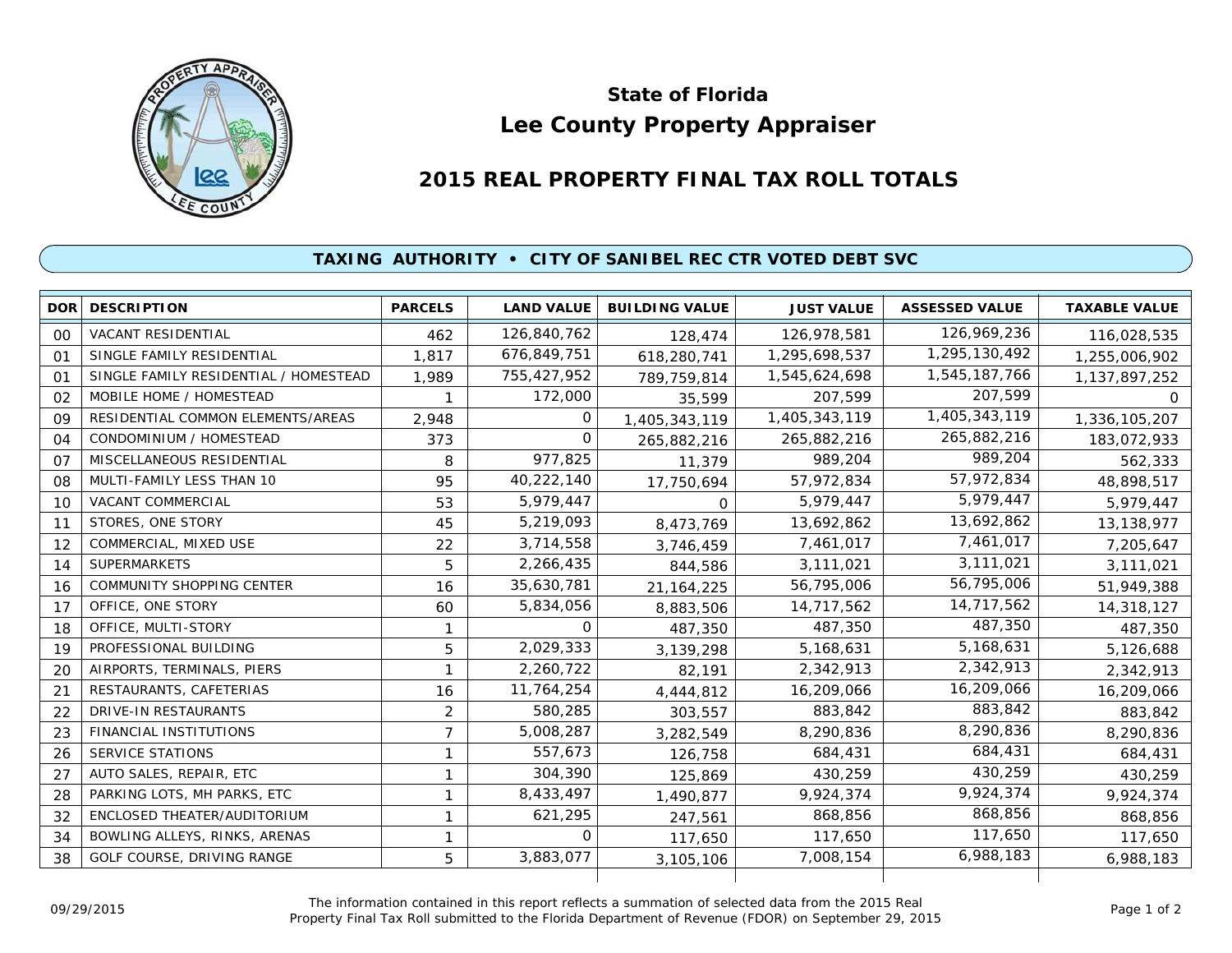# State of Florida

# Lee County Property Appraiser

## 2015 REAL PROPERTY FINAL TAX ROLL TOTALS

### TAXING AUTHORITY • CITY OF SANIBEL REC CTR VOTED DEBT SVC

| DOR | DESCRIPTION | PARCELS | LAND VALUE | BUILDING VALUE | JUST VALUE | ASSESSED VALUE | TAXABLE VALUE |
|---|---|---|---|---|---|---|---|
| 00 | VACANT RESIDENTIAL | 462 | 126,840,762 | 128,474 | 126,978,581 | 126,969,236 | 116,028,535 |
| 01 | SINGLE FAMILY RESIDENTIAL | 1,817 | 676,849,751 | 618,280,741 | 1,295,698,537 | 1,295,130,492 | 1,255,006,902 |
| 01 | SINGLE FAMILY RESIDENTIAL / HOMESTEAD | 1,989 | 755,427,952 | 789,759,814 | 1,545,624,698 | 1,545,187,766 | 1,137,897,252 |
| 02 | MOBILE HOME / HOMESTEAD | 1 | 172,000 | 35,599 | 207,599 | 207,599 | 0 |
| 09 | RESIDENTIAL COMMON ELEMENTS/AREAS | 2,948 | 0 | 1,405,343,119 | 1,405,343,119 | 1,405,343,119 | 1,336,105,207 |
| 04 | CONDOMINIUM / HOMESTEAD | 373 | 0 | 265,882,216 | 265,882,216 | 265,882,216 | 183,072,933 |
| 07 | MISCELLANEOUS RESIDENTIAL | 8 | 977,825 | 11,379 | 989,204 | 989,204 | 562,333 |
| 08 | MULTI-FAMILY LESS THAN 10 | 95 | 40,222,140 | 17,750,694 | 57,972,834 | 57,972,834 | 48,898,517 |
| 10 | VACANT COMMERCIAL | 53 | 5,979,447 | 0 | 5,979,447 | 5,979,447 | 5,979,447 |
| 11 | STORES, ONE STORY | 45 | 5,219,093 | 8,473,769 | 13,692,862 | 13,692,862 | 13,138,977 |
| 12 | COMMERCIAL, MIXED USE | 22 | 3,714,558 | 3,746,459 | 7,461,017 | 7,461,017 | 7,205,647 |
| 14 | SUPERMARKETS | 5 | 2,266,435 | 844,586 | 3,111,021 | 3,111,021 | 3,111,021 |
| 16 | COMMUNITY SHOPPING CENTER | 16 | 35,630,781 | 21,164,225 | 56,795,006 | 56,795,006 | 51,949,388 |
| 17 | OFFICE, ONE STORY | 60 | 5,834,056 | 8,883,506 | 14,717,562 | 14,717,562 | 14,318,127 |
| 18 | OFFICE, MULTI-STORY | 1 | 0 | 487,350 | 487,350 | 487,350 | 487,350 |
| 19 | PROFESSIONAL BUILDING | 5 | 2,029,333 | 3,139,298 | 5,168,631 | 5,168,631 | 5,126,688 |
| 20 | AIRPORTS, TERMINALS, PIERS | 1 | 2,260,722 | 82,191 | 2,342,913 | 2,342,913 | 2,342,913 |
| 21 | RESTAURANTS, CAFETERIAS | 16 | 11,764,254 | 4,444,812 | 16,209,066 | 16,209,066 | 16,209,066 |
| 22 | DRIVE-IN RESTAURANTS | 2 | 580,285 | 303,557 | 883,842 | 883,842 | 883,842 |
| 23 | FINANCIAL INSTITUTIONS | 7 | 5,008,287 | 3,282,549 | 8,290,836 | 8,290,836 | 8,290,836 |
| 26 | SERVICE STATIONS | 1 | 557,673 | 126,758 | 684,431 | 684,431 | 684,431 |
| 27 | AUTO SALES, REPAIR, ETC | 1 | 304,390 | 125,869 | 430,259 | 430,259 | 430,259 |
| 28 | PARKING LOTS, MH PARKS, ETC | 1 | 8,433,497 | 1,490,877 | 9,924,374 | 9,924,374 | 9,924,374 |
| 32 | ENCLOSED THEATER/AUDITORIUM | 1 | 621,295 | 247,561 | 868,856 | 868,856 | 868,856 |
| 34 | BOWLING ALLEYS, RINKS, ARENAS | 1 | 0 | 117,650 | 117,650 | 117,650 | 117,650 |
| 38 | GOLF COURSE, DRIVING RANGE | 5 | 3,883,077 | 3,105,106 | 7,008,154 | 6,988,183 | 6,988,183 |

09/29/2015

The information contained in this report reflects a summation of selected data from the 2015 Real Property Final Tax Roll submitted to the Florida Department of Revenue (FDOR) on September 29, 2015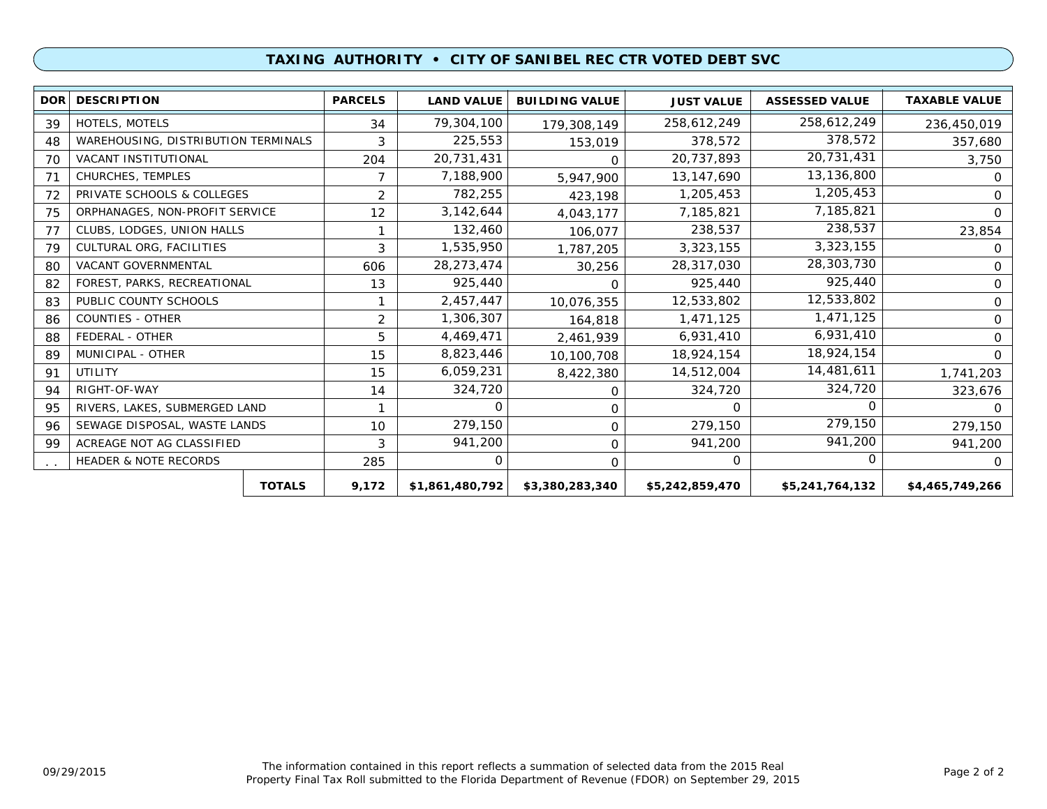## TAXING AUTHORITY • CITY OF SANIBEL REC CTR VOTED DEBT SVC

| DOR | DESCRIPTION | | PARCELS | LAND VALUE | BUILDING VALUE | JUST VALUE | ASSESSED VALUE | TAXABLE VALUE |
|---|---|---|---|---|---|---|---|---|
| 39 | HOTELS, MOTELS | | 34 | 79,304,100 | 179,308,149 | 258,612,249 | 258,612,249 | 236,450,019 |
| 48 | WAREHOUSING, DISTRIBUTION TERMINALS | | 3 | 225,553 | 153,019 | 378,572 | 378,572 | 357,680 |
| 70 | VACANT INSTITUTIONAL | | 204 | 20,731,431 | 0 | 20,737,893 | 20,731,431 | 3,750 |
| 71 | CHURCHES, TEMPLES | | 7 | 7,188,900 | 5,947,900 | 13,147,690 | 13,136,800 | 0 |
| 72 | PRIVATE SCHOOLS & COLLEGES | | 2 | 782,255 | 423,198 | 1,205,453 | 1,205,453 | 0 |
| 75 | ORPHANAGES, NON-PROFIT SERVICE | | 12 | 3,142,644 | 4,043,177 | 7,185,821 | 7,185,821 | 0 |
| 77 | CLUBS, LODGES, UNION HALLS | | 1 | 132,460 | 106,077 | 238,537 | 238,537 | 23,854 |
| 79 | CULTURAL ORG, FACILITIES | | 3 | 1,535,950 | 1,787,205 | 3,323,155 | 3,323,155 | 0 |
| 80 | VACANT GOVERNMENTAL | | 606 | 28,273,474 | 30,256 | 28,317,030 | 28,303,730 | 0 |
| 82 | FOREST, PARKS, RECREATIONAL | | 13 | 925,440 | 0 | 925,440 | 925,440 | 0 |
| 83 | PUBLIC COUNTY SCHOOLS | | 1 | 2,457,447 | 10,076,355 | 12,533,802 | 12,533,802 | 0 |
| 86 | COUNTIES - OTHER | | 2 | 1,306,307 | 164,818 | 1,471,125 | 1,471,125 | 0 |
| 88 | FEDERAL - OTHER | | 5 | 4,469,471 | 2,461,939 | 6,931,410 | 6,931,410 | 0 |
| 89 | MUNICIPAL - OTHER | | 15 | 8,823,446 | 10,100,708 | 18,924,154 | 18,924,154 | 0 |
| 91 | UTILITY | | 15 | 6,059,231 | 8,422,380 | 14,512,004 | 14,481,611 | 1,741,203 |
| 94 | RIGHT-OF-WAY | | 14 | 324,720 | 0 | 324,720 | 324,720 | 323,676 |
| 95 | RIVERS, LAKES, SUBMERGED LAND | | 1 | 0 | 0 | 0 | 0 | 0 |
| 96 | SEWAGE DISPOSAL, WASTE LANDS | | 10 | 279,150 | 0 | 279,150 | 279,150 | 279,150 |
| 99 | ACREAGE NOT AG CLASSIFIED | | 3 | 941,200 | 0 | 941,200 | 941,200 | 941,200 |
| . . | HEADER & NOTE RECORDS | | 285 | 0 | 0 | 0 | 0 | 0 |
| | | **TOTALS** | **9,172** | **$1,861,480,792** | **$3,380,283,340** | **$5,242,859,470** | **$5,241,764,132** | **$4,465,749,266** |

09/29/2015

The information contained in this report reflects a summation of selected data from the 2015 Real Property Final Tax Roll submitted to the Florida Department of Revenue (FDOR) on September 29, 2015